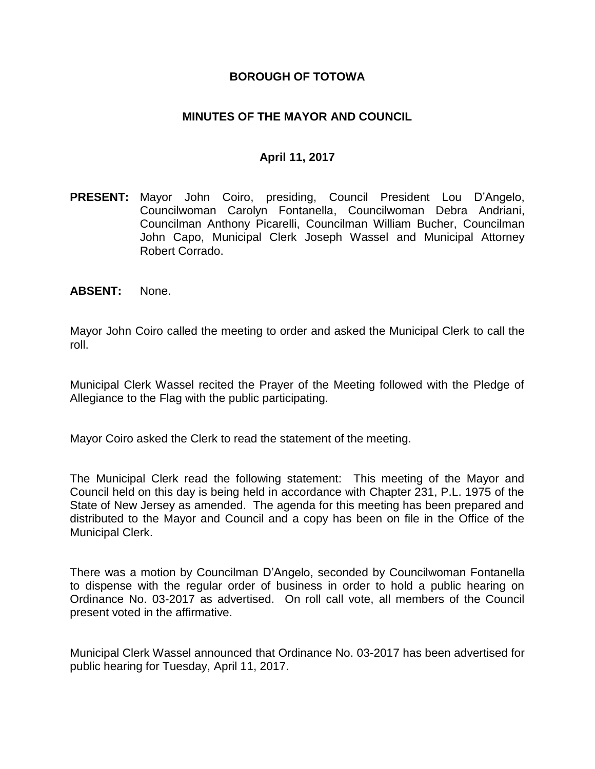# BOROUGH OF TOTOWA

## MINUTES OF THE MAYOR AND COUNCIL

### April 11, 2017

**PRESENT:** Mayor John Coiro, presiding, Council President Lou D'Angelo, Councilwoman Carolyn Fontanella, Councilwoman Debra Andriani, Councilman Anthony Picarelli, Councilman William Bucher, Councilman John Capo, Municipal Clerk Joseph Wassel and Municipal Attorney Robert Corrado.

**ABSENT:** None.

Mayor John Coiro called the meeting to order and asked the Municipal Clerk to call the roll.

Municipal Clerk Wassel recited the Prayer of the Meeting followed with the Pledge of Allegiance to the Flag with the public participating.

Mayor Coiro asked the Clerk to read the statement of the meeting.

The Municipal Clerk read the following statement: This meeting of the Mayor and Council held on this day is being held in accordance with Chapter 231, P.L. 1975 of the State of New Jersey as amended. The agenda for this meeting has been prepared and distributed to the Mayor and Council and a copy has been on file in the Office of the Municipal Clerk.

There was a motion by Councilman D'Angelo, seconded by Councilwoman Fontanella to dispense with the regular order of business in order to hold a public hearing on Ordinance No. 03-2017 as advertised. On roll call vote, all members of the Council present voted in the affirmative.

Municipal Clerk Wassel announced that Ordinance No. 03-2017 has been advertised for public hearing for Tuesday, April 11, 2017.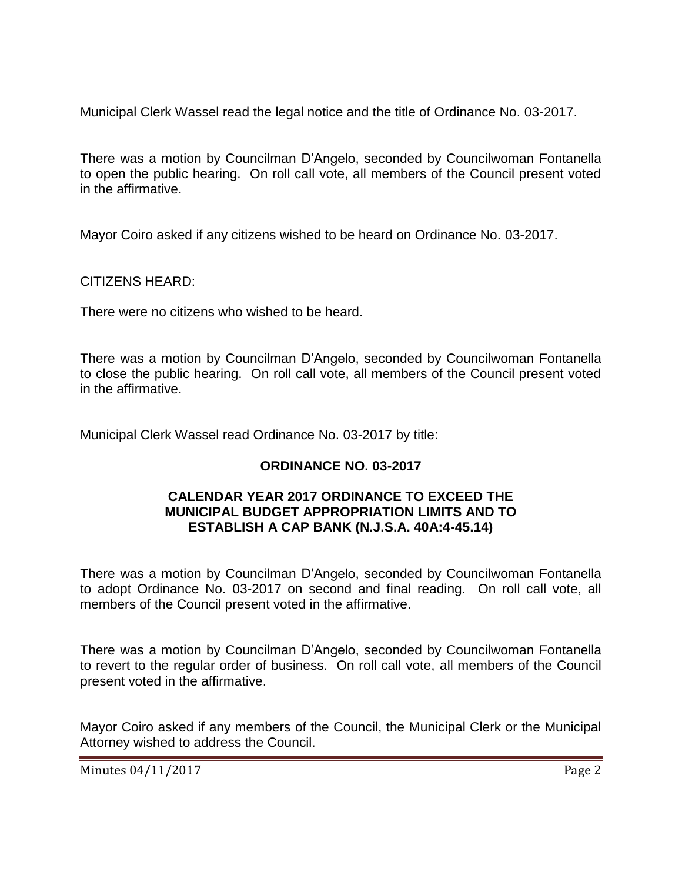Municipal Clerk Wassel read the legal notice and the title of Ordinance No. 03-2017.

There was a motion by Councilman D'Angelo, seconded by Councilwoman Fontanella to open the public hearing. On roll call vote, all members of the Council present voted in the affirmative.

Mayor Coiro asked if any citizens wished to be heard on Ordinance No. 03-2017.

CITIZENS HEARD:

There were no citizens who wished to be heard.

There was a motion by Councilman D'Angelo, seconded by Councilwoman Fontanella to close the public hearing. On roll call vote, all members of the Council present voted in the affirmative.

Municipal Clerk Wassel read Ordinance No. 03-2017 by title:

**ORDINANCE NO. 03-2017**

**CALENDAR YEAR 2017 ORDINANCE TO EXCEED THE MUNICIPAL BUDGET APPROPRIATION LIMITS AND TO ESTABLISH A CAP BANK (N.J.S.A. 40A:4-45.14)**

There was a motion by Councilman D'Angelo, seconded by Councilwoman Fontanella to adopt Ordinance No. 03-2017 on second and final reading. On roll call vote, all members of the Council present voted in the affirmative.

There was a motion by Councilman D'Angelo, seconded by Councilwoman Fontanella to revert to the regular order of business. On roll call vote, all members of the Council present voted in the affirmative.

Mayor Coiro asked if any members of the Council, the Municipal Clerk or the Municipal Attorney wished to address the Council.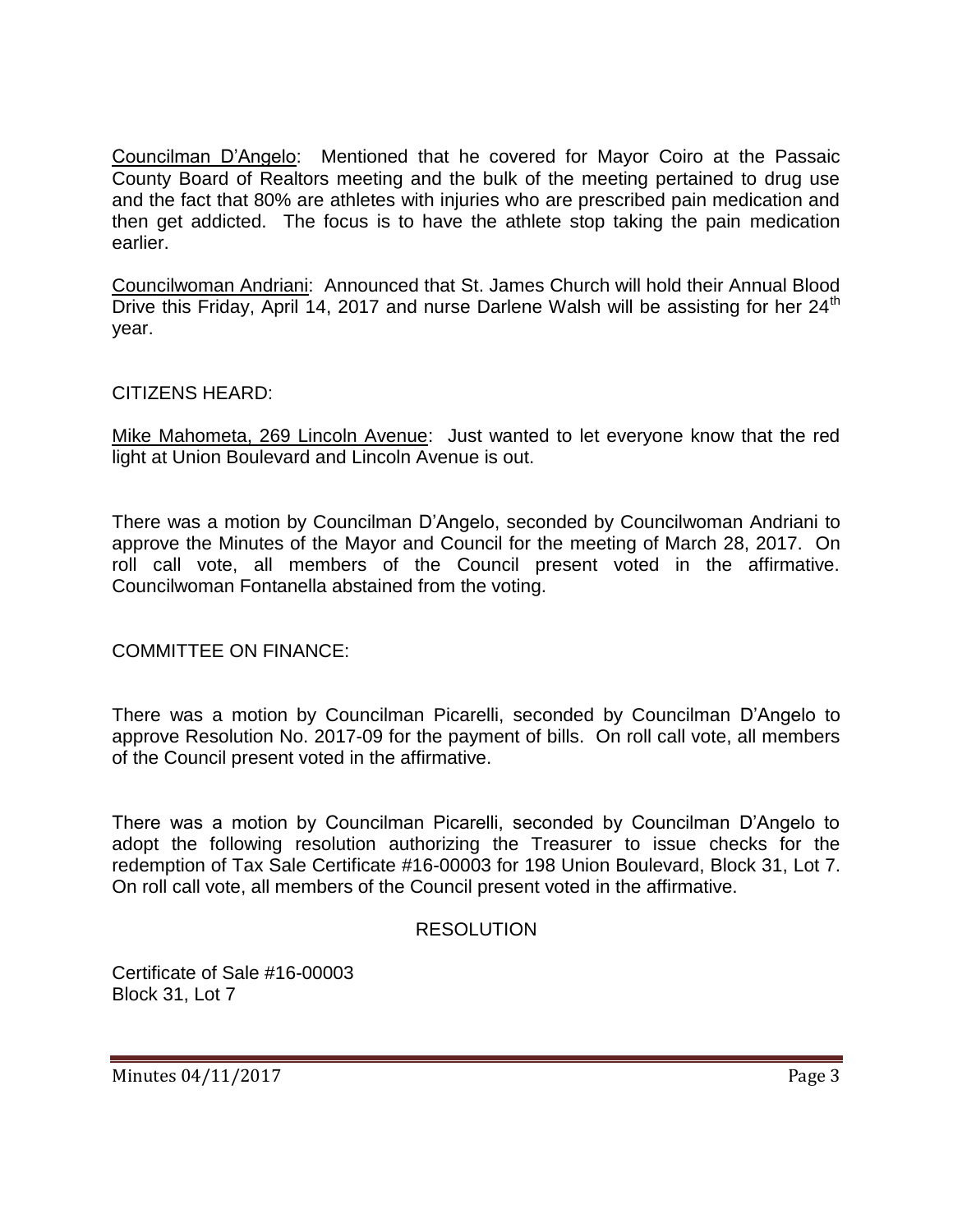Councilman D'Angelo: Mentioned that he covered for Mayor Coiro at the Passaic County Board of Realtors meeting and the bulk of the meeting pertained to drug use and the fact that 80% are athletes with injuries who are prescribed pain medication and then get addicted. The focus is to have the athlete stop taking the pain medication earlier.

Councilwoman Andriani: Announced that St. James Church will hold their Annual Blood Drive this Friday, April 14, 2017 and nurse Darlene Walsh will be assisting for her 24th year.

CITIZENS HEARD:

Mike Mahometa, 269 Lincoln Avenue: Just wanted to let everyone know that the red light at Union Boulevard and Lincoln Avenue is out.

There was a motion by Councilman D'Angelo, seconded by Councilwoman Andriani to approve the Minutes of the Mayor and Council for the meeting of March 28, 2017. On roll call vote, all members of the Council present voted in the affirmative. Councilwoman Fontanella abstained from the voting.

COMMITTEE ON FINANCE:

There was a motion by Councilman Picarelli, seconded by Councilman D'Angelo to approve Resolution No. 2017-09 for the payment of bills. On roll call vote, all members of the Council present voted in the affirmative.

There was a motion by Councilman Picarelli, seconded by Councilman D'Angelo to adopt the following resolution authorizing the Treasurer to issue checks for the redemption of Tax Sale Certificate #16-00003 for 198 Union Boulevard, Block 31, Lot 7. On roll call vote, all members of the Council present voted in the affirmative.

RESOLUTION

Certificate of Sale #16-00003
Block 31, Lot 7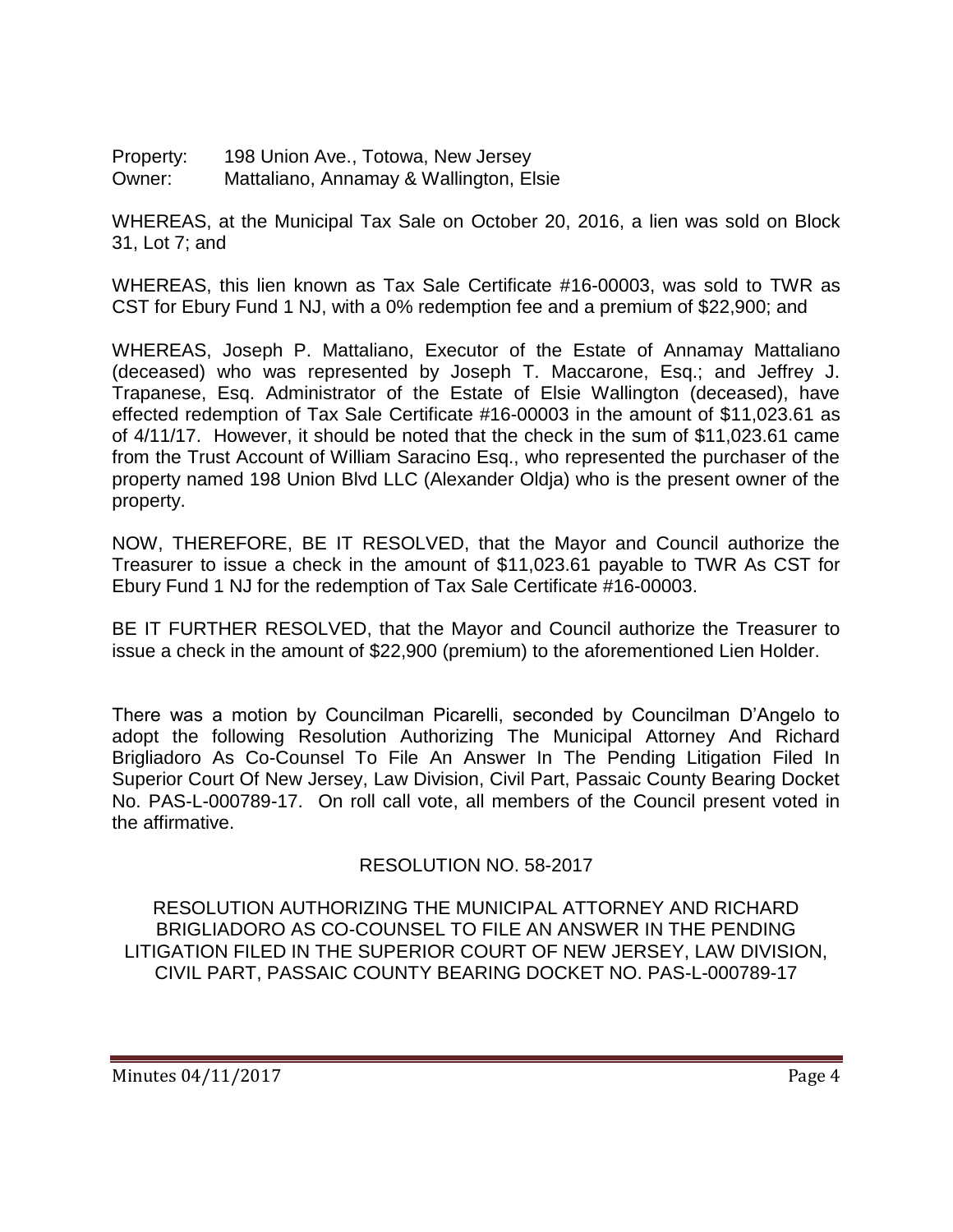Property: 198 Union Ave., Totowa, New Jersey
Owner: Mattaliano, Annamay & Wallington, Elsie

WHEREAS, at the Municipal Tax Sale on October 20, 2016, a lien was sold on Block 31, Lot 7; and

WHEREAS, this lien known as Tax Sale Certificate #16-00003, was sold to TWR as CST for Ebury Fund 1 NJ, with a 0% redemption fee and a premium of $22,900; and

WHEREAS, Joseph P. Mattaliano, Executor of the Estate of Annamay Mattaliano (deceased) who was represented by Joseph T. Maccarone, Esq.; and Jeffrey J. Trapanese, Esq. Administrator of the Estate of Elsie Wallington (deceased), have effected redemption of Tax Sale Certificate #16-00003 in the amount of $11,023.61 as of 4/11/17. However, it should be noted that the check in the sum of $11,023.61 came from the Trust Account of William Saracino Esq., who represented the purchaser of the property named 198 Union Blvd LLC (Alexander Oldja) who is the present owner of the property.

NOW, THEREFORE, BE IT RESOLVED, that the Mayor and Council authorize the Treasurer to issue a check in the amount of $11,023.61 payable to TWR As CST for Ebury Fund 1 NJ for the redemption of Tax Sale Certificate #16-00003.

BE IT FURTHER RESOLVED, that the Mayor and Council authorize the Treasurer to issue a check in the amount of $22,900 (premium) to the aforementioned Lien Holder.

There was a motion by Councilman Picarelli, seconded by Councilman D'Angelo to adopt the following Resolution Authorizing The Municipal Attorney And Richard Brigliadoro As Co-Counsel To File An Answer In The Pending Litigation Filed In Superior Court Of New Jersey, Law Division, Civil Part, Passaic County Bearing Docket No. PAS-L-000789-17. On roll call vote, all members of the Council present voted in the affirmative.

RESOLUTION NO. 58-2017

RESOLUTION AUTHORIZING THE MUNICIPAL ATTORNEY AND RICHARD BRIGLIADORO AS CO-COUNSEL TO FILE AN ANSWER IN THE PENDING LITIGATION FILED IN THE SUPERIOR COURT OF NEW JERSEY, LAW DIVISION, CIVIL PART, PASSAIC COUNTY BEARING DOCKET NO. PAS-L-000789-17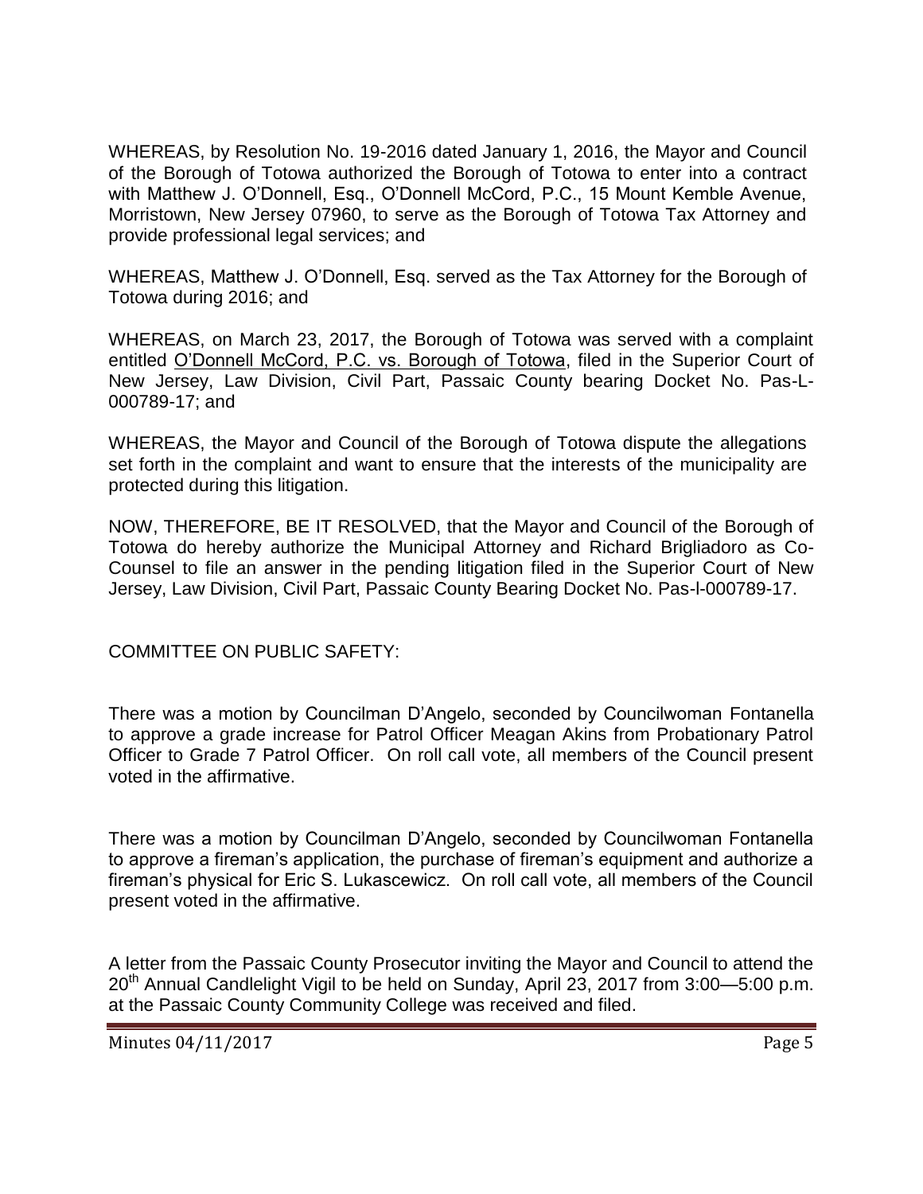WHEREAS, by Resolution No. 19-2016 dated January 1, 2016, the Mayor and Council of the Borough of Totowa authorized the Borough of Totowa to enter into a contract with Matthew J. O'Donnell, Esq., O'Donnell McCord, P.C., 15 Mount Kemble Avenue, Morristown, New Jersey 07960, to serve as the Borough of Totowa Tax Attorney and provide professional legal services; and

WHEREAS, Matthew J. O'Donnell, Esq. served as the Tax Attorney for the Borough of Totowa during 2016; and

WHEREAS, on March 23, 2017, the Borough of Totowa was served with a complaint entitled O'Donnell McCord, P.C. vs. Borough of Totowa, filed in the Superior Court of New Jersey, Law Division, Civil Part, Passaic County bearing Docket No. Pas-L-000789-17; and

WHEREAS, the Mayor and Council of the Borough of Totowa dispute the allegations set forth in the complaint and want to ensure that the interests of the municipality are protected during this litigation.

NOW, THEREFORE, BE IT RESOLVED, that the Mayor and Council of the Borough of Totowa do hereby authorize the Municipal Attorney and Richard Brigliadoro as Co-Counsel to file an answer in the pending litigation filed in the Superior Court of New Jersey, Law Division, Civil Part, Passaic County Bearing Docket No. Pas-l-000789-17.

COMMITTEE ON PUBLIC SAFETY:

There was a motion by Councilman D'Angelo, seconded by Councilwoman Fontanella to approve a grade increase for Patrol Officer Meagan Akins from Probationary Patrol Officer to Grade 7 Patrol Officer. On roll call vote, all members of the Council present voted in the affirmative.

There was a motion by Councilman D'Angelo, seconded by Councilwoman Fontanella to approve a fireman's application, the purchase of fireman's equipment and authorize a fireman's physical for Eric S. Lukascewicz. On roll call vote, all members of the Council present voted in the affirmative.

A letter from the Passaic County Prosecutor inviting the Mayor and Council to attend the 20th Annual Candlelight Vigil to be held on Sunday, April 23, 2017 from 3:00—5:00 p.m. at the Passaic County Community College was received and filed.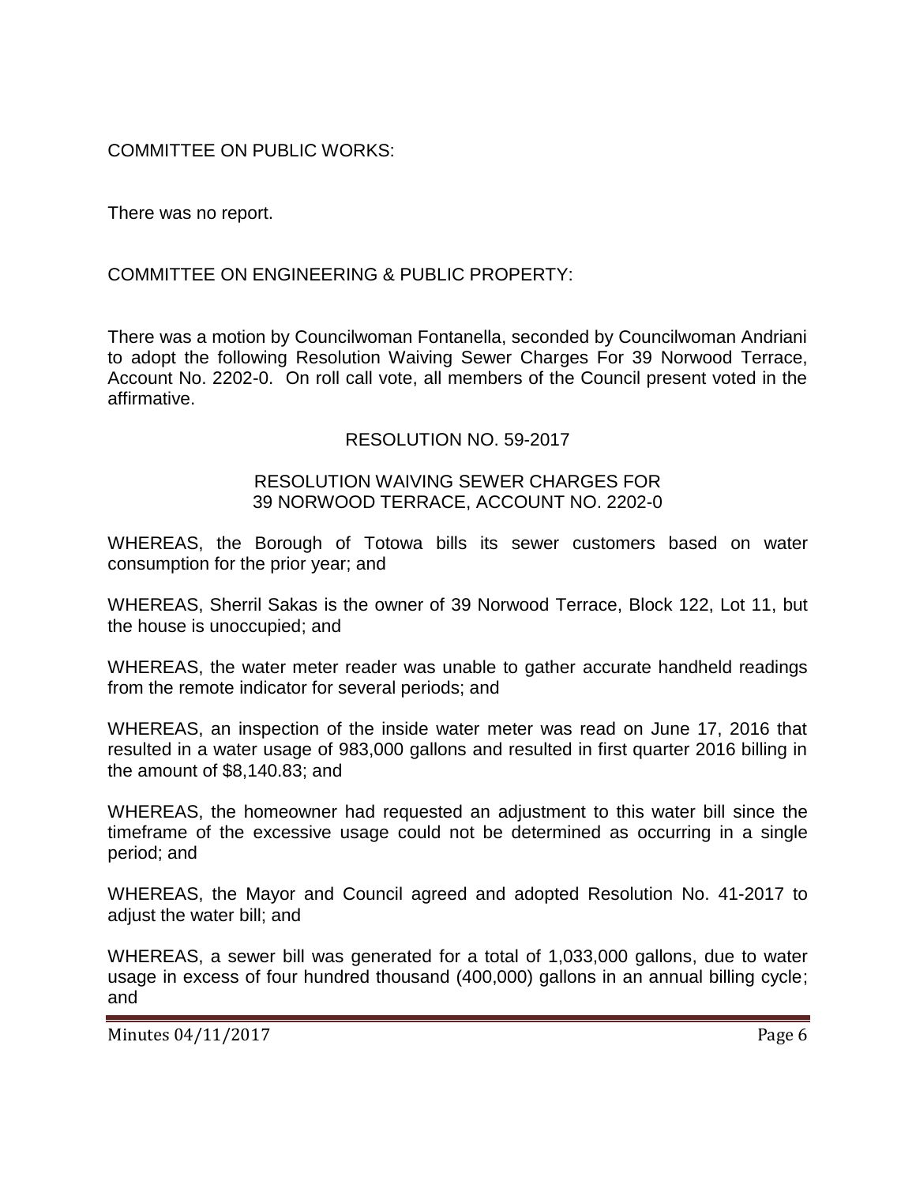COMMITTEE ON PUBLIC WORKS:

There was no report.

COMMITTEE ON ENGINEERING & PUBLIC PROPERTY:

There was a motion by Councilwoman Fontanella, seconded by Councilwoman Andriani to adopt the following Resolution Waiving Sewer Charges For 39 Norwood Terrace, Account No. 2202-0. On roll call vote, all members of the Council present voted in the affirmative.

RESOLUTION NO. 59-2017

RESOLUTION WAIVING SEWER CHARGES FOR
39 NORWOOD TERRACE, ACCOUNT NO. 2202-0

WHEREAS, the Borough of Totowa bills its sewer customers based on water consumption for the prior year; and

WHEREAS, Sherril Sakas is the owner of 39 Norwood Terrace, Block 122, Lot 11, but the house is unoccupied; and

WHEREAS, the water meter reader was unable to gather accurate handheld readings from the remote indicator for several periods; and

WHEREAS, an inspection of the inside water meter was read on June 17, 2016 that resulted in a water usage of 983,000 gallons and resulted in first quarter 2016 billing in the amount of $8,140.83; and

WHEREAS, the homeowner had requested an adjustment to this water bill since the timeframe of the excessive usage could not be determined as occurring in a single period; and

WHEREAS, the Mayor and Council agreed and adopted Resolution No. 41-2017 to adjust the water bill; and

WHEREAS, a sewer bill was generated for a total of 1,033,000 gallons, due to water usage in excess of four hundred thousand (400,000) gallons in an annual billing cycle; and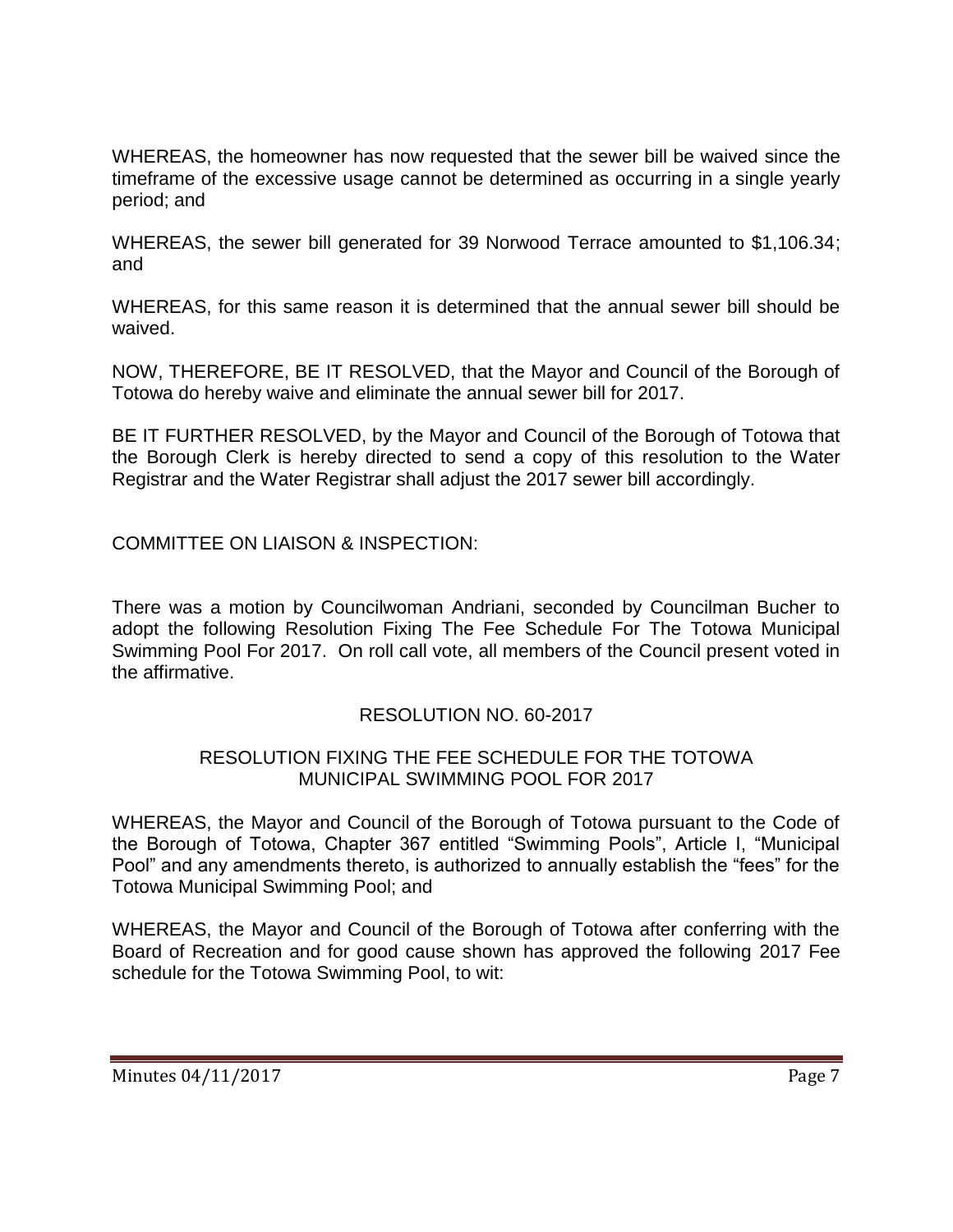WHEREAS, the homeowner has now requested that the sewer bill be waived since the timeframe of the excessive usage cannot be determined as occurring in a single yearly period; and

WHEREAS, the sewer bill generated for 39 Norwood Terrace amounted to $1,106.34; and

WHEREAS, for this same reason it is determined that the annual sewer bill should be waived.

NOW, THEREFORE, BE IT RESOLVED, that the Mayor and Council of the Borough of Totowa do hereby waive and eliminate the annual sewer bill for 2017.

BE IT FURTHER RESOLVED, by the Mayor and Council of the Borough of Totowa that the Borough Clerk is hereby directed to send a copy of this resolution to the Water Registrar and the Water Registrar shall adjust the 2017 sewer bill accordingly.

COMMITTEE ON LIAISON & INSPECTION:

There was a motion by Councilwoman Andriani, seconded by Councilman Bucher to adopt the following Resolution Fixing The Fee Schedule For The Totowa Municipal Swimming Pool For 2017. On roll call vote, all members of the Council present voted in the affirmative.

RESOLUTION NO. 60-2017

RESOLUTION FIXING THE FEE SCHEDULE FOR THE TOTOWA MUNICIPAL SWIMMING POOL FOR 2017

WHEREAS, the Mayor and Council of the Borough of Totowa pursuant to the Code of the Borough of Totowa, Chapter 367 entitled "Swimming Pools", Article I, "Municipal Pool" and any amendments thereto, is authorized to annually establish the "fees" for the Totowa Municipal Swimming Pool; and

WHEREAS, the Mayor and Council of the Borough of Totowa after conferring with the Board of Recreation and for good cause shown has approved the following 2017 Fee schedule for the Totowa Swimming Pool, to wit: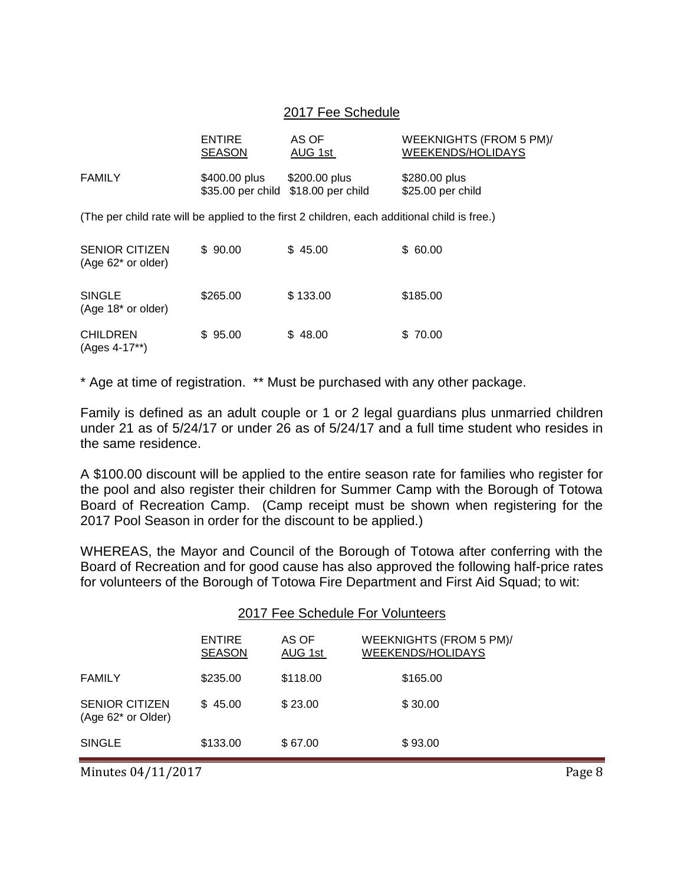## 2017 Fee Schedule

| | ENTIRE SEASON | AS OF AUG 1st | WEEKNIGHTS (FROM 5 PM)/ WEEKENDS/HOLIDAYS |
|---|---|---|---|
| FAMILY | \$400.00 plus \$35.00 per child | \$200.00 plus \$18.00 per child | \$280.00 plus \$25.00 per child |

(The per child rate will be applied to the first 2 children, each additional child is free.)

| | ENTIRE SEASON | AS OF AUG 1st | WEEKNIGHTS (FROM 5 PM)/ WEEKENDS/HOLIDAYS |
|---|---|---|---|
| SENIOR CITIZEN (Age 62* or older) | \$ 90.00 | \$ 45.00 | \$ 60.00 |
| SINGLE (Age 18* or older) | \$265.00 | \$ 133.00 | \$185.00 |
| CHILDREN (Ages 4-17**) | \$ 95.00 | \$ 48.00 | \$ 70.00 |

\* Age at time of registration. ** Must be purchased with any other package.

Family is defined as an adult couple or 1 or 2 legal guardians plus unmarried children under 21 as of 5/24/17 or under 26 as of 5/24/17 and a full time student who resides in the same residence.

A \$100.00 discount will be applied to the entire season rate for families who register for the pool and also register their children for Summer Camp with the Borough of Totowa Board of Recreation Camp. (Camp receipt must be shown when registering for the 2017 Pool Season in order for the discount to be applied.)

WHEREAS, the Mayor and Council of the Borough of Totowa after conferring with the Board of Recreation and for good cause has also approved the following half-price rates for volunteers of the Borough of Totowa Fire Department and First Aid Squad; to wit:

## 2017 Fee Schedule For Volunteers

| | ENTIRE SEASON | AS OF AUG 1st | WEEKNIGHTS (FROM 5 PM)/ WEEKENDS/HOLIDAYS |
|---|---|---|---|
| FAMILY | \$235.00 | \$118.00 | \$165.00 |
| SENIOR CITIZEN (Age 62* or Older) | \$ 45.00 | \$ 23.00 | \$ 30.00 |
| SINGLE | \$133.00 | \$ 67.00 | \$ 93.00 |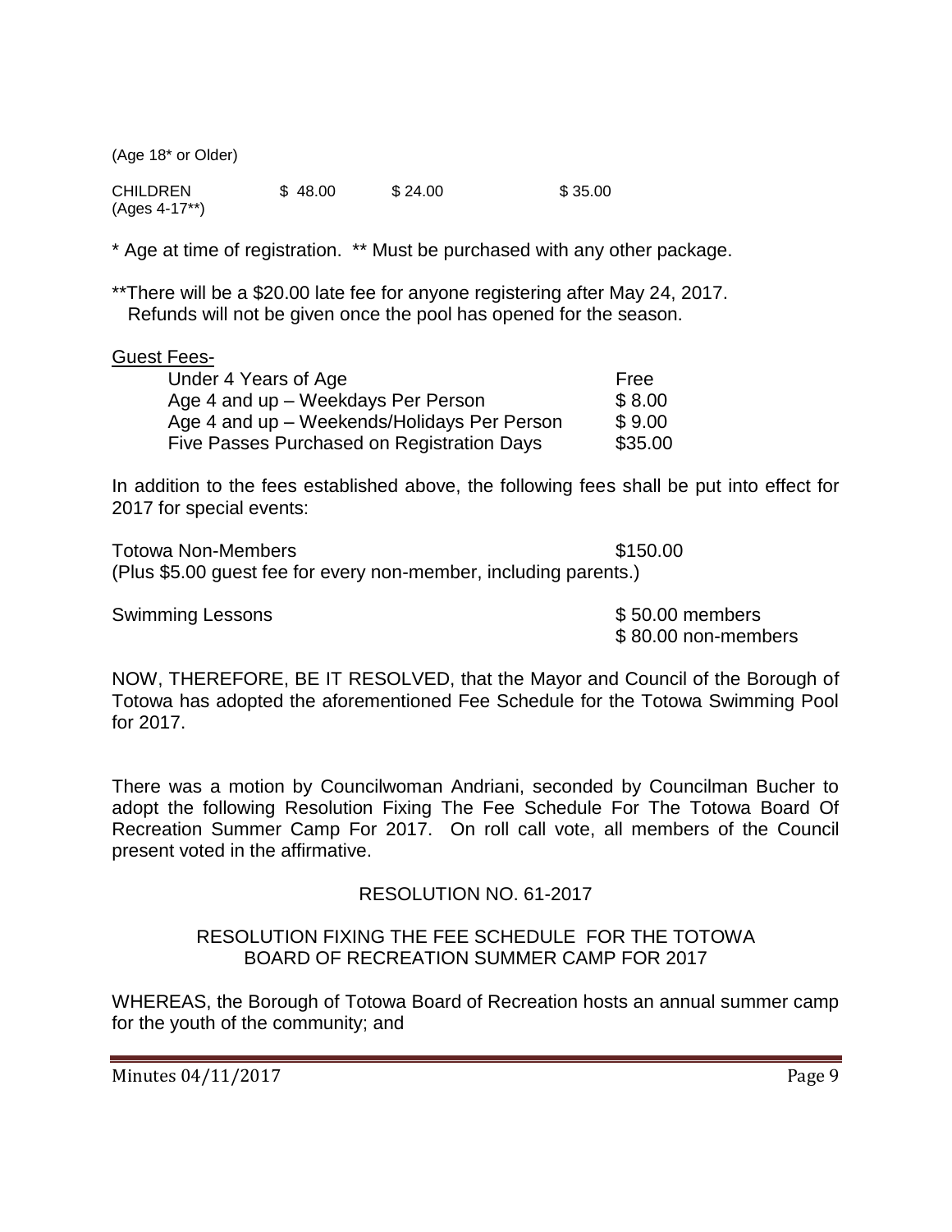(Age 18* or Older)

| CHILDREN (Ages 4-17**) | $ 48.00 | $ 24.00 | $ 35.00 |
|---|---|---|---|

* Age at time of registration. ** Must be purchased with any other package.

**There will be a $20.00 late fee for anyone registering after May 24, 2017. Refunds will not be given once the pool has opened for the season.

Guest Fees-

| | |
|---|---|
| Under 4 Years of Age | Free |
| Age 4 and up – Weekdays Per Person | $ 8.00 |
| Age 4 and up – Weekends/Holidays Per Person | $ 9.00 |
| Five Passes Purchased on Registration Days | $35.00 |

In addition to the fees established above, the following fees shall be put into effect for 2017 for special events:

Totowa Non-Members $150.00
(Plus $5.00 guest fee for every non-member, including parents.)

Swimming Lessons $ 50.00 members
$ 80.00 non-members

NOW, THEREFORE, BE IT RESOLVED, that the Mayor and Council of the Borough of Totowa has adopted the aforementioned Fee Schedule for the Totowa Swimming Pool for 2017.

There was a motion by Councilwoman Andriani, seconded by Councilman Bucher to adopt the following Resolution Fixing The Fee Schedule For The Totowa Board Of Recreation Summer Camp For 2017. On roll call vote, all members of the Council present voted in the affirmative.

RESOLUTION NO. 61-2017

RESOLUTION FIXING THE FEE SCHEDULE FOR THE TOTOWA BOARD OF RECREATION SUMMER CAMP FOR 2017

WHEREAS, the Borough of Totowa Board of Recreation hosts an annual summer camp for the youth of the community; and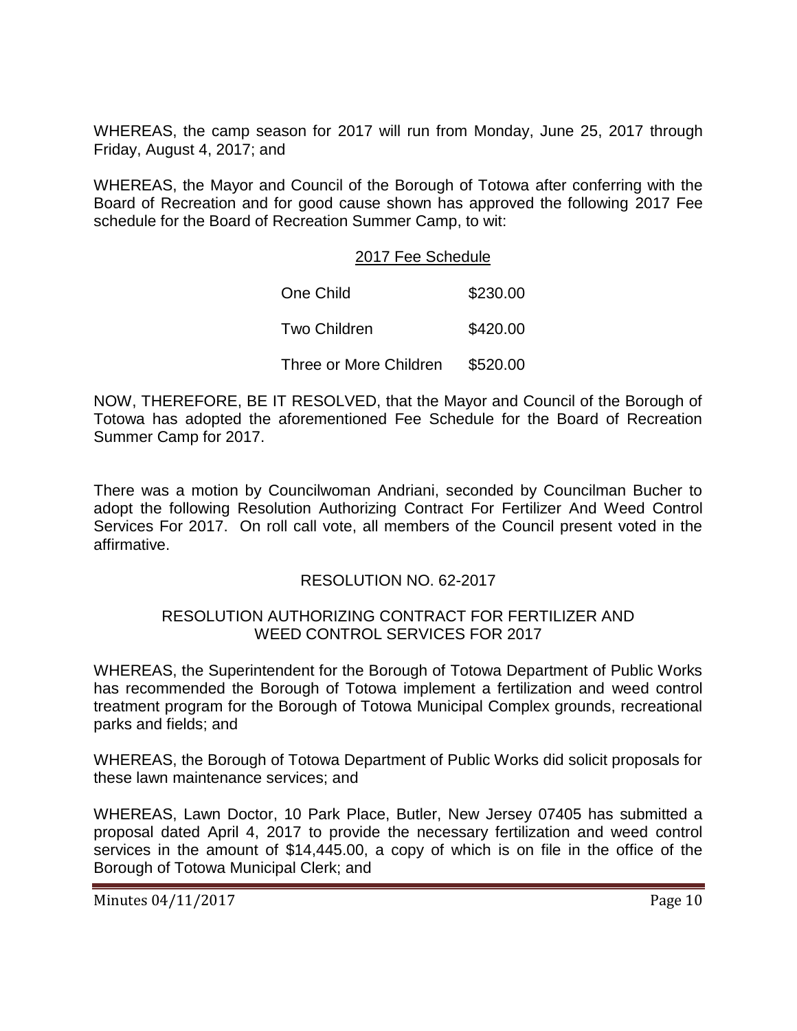WHEREAS, the camp season for 2017 will run from Monday, June 25, 2017 through Friday, August 4, 2017; and

WHEREAS, the Mayor and Council of the Borough of Totowa after conferring with the Board of Recreation and for good cause shown has approved the following 2017 Fee schedule for the Board of Recreation Summer Camp, to wit:

2017 Fee Schedule

| | |
|---|---|
| One Child | $230.00 |
| Two Children | $420.00 |
| Three or More Children | $520.00 |

NOW, THEREFORE, BE IT RESOLVED, that the Mayor and Council of the Borough of Totowa has adopted the aforementioned Fee Schedule for the Board of Recreation Summer Camp for 2017.

There was a motion by Councilwoman Andriani, seconded by Councilman Bucher to adopt the following Resolution Authorizing Contract For Fertilizer And Weed Control Services For 2017. On roll call vote, all members of the Council present voted in the affirmative.

RESOLUTION NO. 62-2017

RESOLUTION AUTHORIZING CONTRACT FOR FERTILIZER AND WEED CONTROL SERVICES FOR 2017

WHEREAS, the Superintendent for the Borough of Totowa Department of Public Works has recommended the Borough of Totowa implement a fertilization and weed control treatment program for the Borough of Totowa Municipal Complex grounds, recreational parks and fields; and

WHEREAS, the Borough of Totowa Department of Public Works did solicit proposals for these lawn maintenance services; and

WHEREAS, Lawn Doctor, 10 Park Place, Butler, New Jersey 07405 has submitted a proposal dated April 4, 2017 to provide the necessary fertilization and weed control services in the amount of $14,445.00, a copy of which is on file in the office of the Borough of Totowa Municipal Clerk; and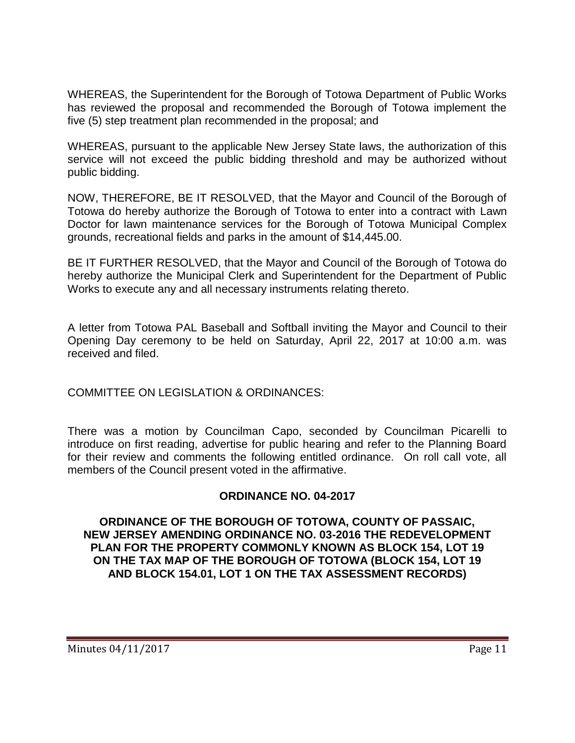WHEREAS, the Superintendent for the Borough of Totowa Department of Public Works has reviewed the proposal and recommended the Borough of Totowa implement the five (5) step treatment plan recommended in the proposal; and

WHEREAS, pursuant to the applicable New Jersey State laws, the authorization of this service will not exceed the public bidding threshold and may be authorized without public bidding.

NOW, THEREFORE, BE IT RESOLVED, that the Mayor and Council of the Borough of Totowa do hereby authorize the Borough of Totowa to enter into a contract with Lawn Doctor for lawn maintenance services for the Borough of Totowa Municipal Complex grounds, recreational fields and parks in the amount of $14,445.00.

BE IT FURTHER RESOLVED, that the Mayor and Council of the Borough of Totowa do hereby authorize the Municipal Clerk and Superintendent for the Department of Public Works to execute any and all necessary instruments relating thereto.

A letter from Totowa PAL Baseball and Softball inviting the Mayor and Council to their Opening Day ceremony to be held on Saturday, April 22, 2017 at 10:00 a.m. was received and filed.

COMMITTEE ON LEGISLATION & ORDINANCES:

There was a motion by Councilman Capo, seconded by Councilman Picarelli to introduce on first reading, advertise for public hearing and refer to the Planning Board for their review and comments the following entitled ordinance. On roll call vote, all members of the Council present voted in the affirmative.

**ORDINANCE NO. 04-2017**

**ORDINANCE OF THE BOROUGH OF TOTOWA, COUNTY OF PASSAIC, NEW JERSEY AMENDING ORDINANCE NO. 03-2016 THE REDEVELOPMENT PLAN FOR THE PROPERTY COMMONLY KNOWN AS BLOCK 154, LOT 19 ON THE TAX MAP OF THE BOROUGH OF TOTOWA (BLOCK 154, LOT 19 AND BLOCK 154.01, LOT 1 ON THE TAX ASSESSMENT RECORDS)**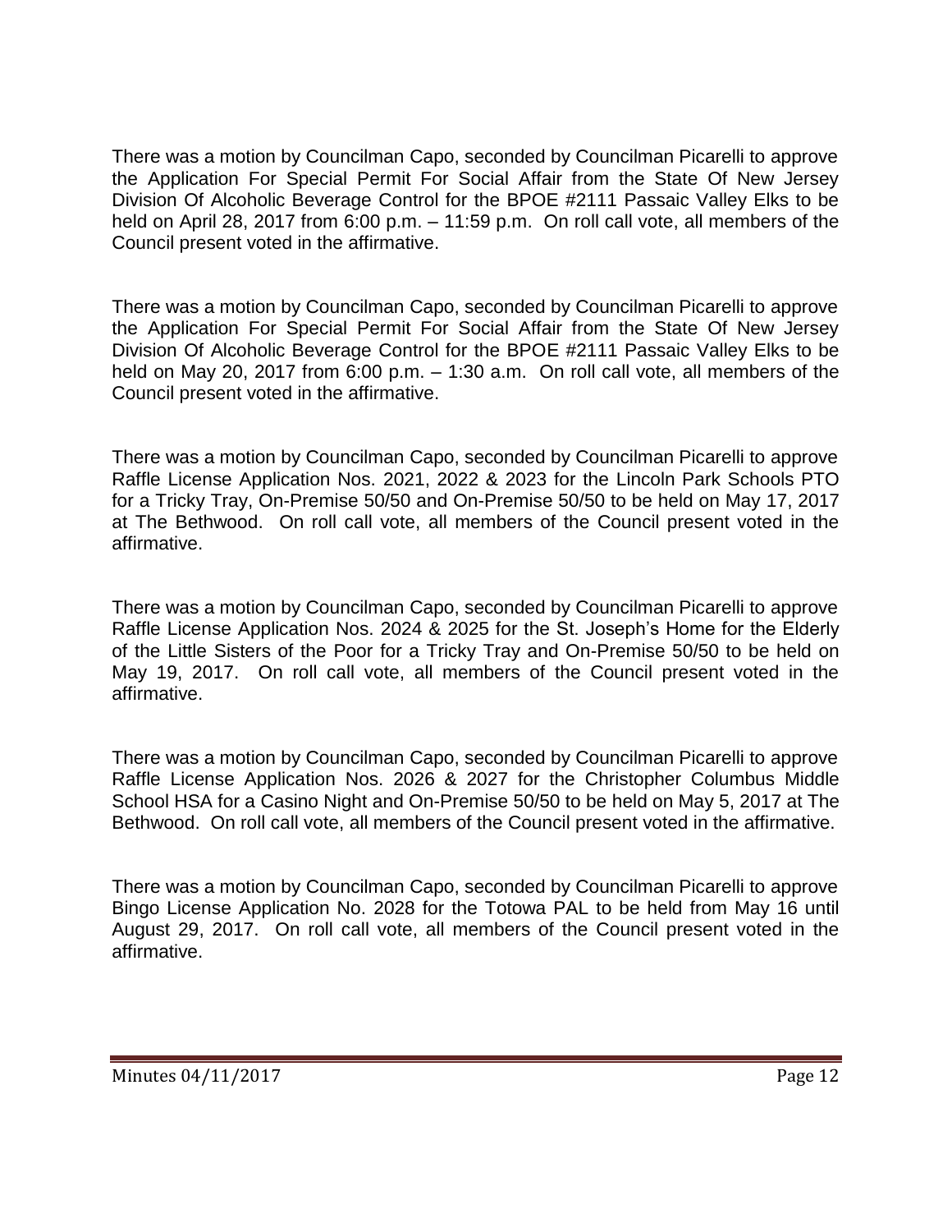There was a motion by Councilman Capo, seconded by Councilman Picarelli to approve the Application For Special Permit For Social Affair from the State Of New Jersey Division Of Alcoholic Beverage Control for the BPOE #2111 Passaic Valley Elks to be held on April 28, 2017 from 6:00 p.m. – 11:59 p.m. On roll call vote, all members of the Council present voted in the affirmative.

There was a motion by Councilman Capo, seconded by Councilman Picarelli to approve the Application For Special Permit For Social Affair from the State Of New Jersey Division Of Alcoholic Beverage Control for the BPOE #2111 Passaic Valley Elks to be held on May 20, 2017 from 6:00 p.m. – 1:30 a.m. On roll call vote, all members of the Council present voted in the affirmative.

There was a motion by Councilman Capo, seconded by Councilman Picarelli to approve Raffle License Application Nos. 2021, 2022 & 2023 for the Lincoln Park Schools PTO for a Tricky Tray, On-Premise 50/50 and On-Premise 50/50 to be held on May 17, 2017 at The Bethwood. On roll call vote, all members of the Council present voted in the affirmative.

There was a motion by Councilman Capo, seconded by Councilman Picarelli to approve Raffle License Application Nos. 2024 & 2025 for the St. Joseph's Home for the Elderly of the Little Sisters of the Poor for a Tricky Tray and On-Premise 50/50 to be held on May 19, 2017. On roll call vote, all members of the Council present voted in the affirmative.

There was a motion by Councilman Capo, seconded by Councilman Picarelli to approve Raffle License Application Nos. 2026 & 2027 for the Christopher Columbus Middle School HSA for a Casino Night and On-Premise 50/50 to be held on May 5, 2017 at The Bethwood. On roll call vote, all members of the Council present voted in the affirmative.

There was a motion by Councilman Capo, seconded by Councilman Picarelli to approve Bingo License Application No. 2028 for the Totowa PAL to be held from May 16 until August 29, 2017. On roll call vote, all members of the Council present voted in the affirmative.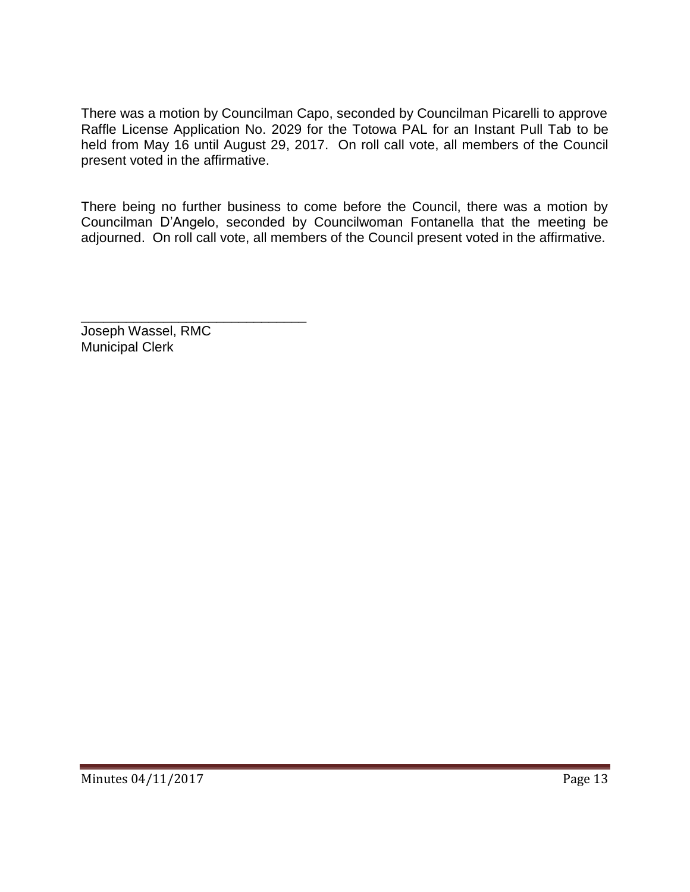There was a motion by Councilman Capo, seconded by Councilman Picarelli to approve Raffle License Application No. 2029 for the Totowa PAL for an Instant Pull Tab to be held from May 16 until August 29, 2017. On roll call vote, all members of the Council present voted in the affirmative.

There being no further business to come before the Council, there was a motion by Councilman D'Angelo, seconded by Councilwoman Fontanella that the meeting be adjourned. On roll call vote, all members of the Council present voted in the affirmative.

\_\_\_\_\_\_\_\_\_\_\_\_\_\_\_\_\_\_\_\_\_\_\_\_\_\_\_\_\_\_\_

Joseph Wassel, RMC
Municipal Clerk